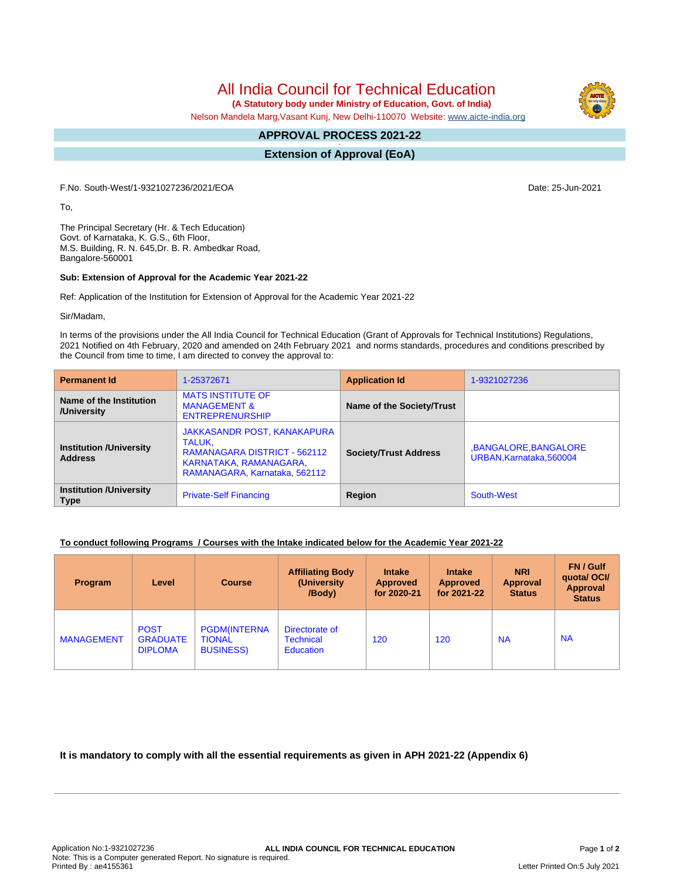# All India Council for Technical Education

**(A Statutory body under Ministry of Education, Govt. of India)**

Nelson Mandela Marg,Vasant Kunj, New Delhi-110070 Website: www.aicte-india.org

## APPROVAL PROCESS 2021-22

## Extension of Approval (EoA)

F.No. South-West/1-9321027236/2021/EOA

Date: 25-Jun-2021

To,

The Principal Secretary (Hr. & Tech Education)
Govt. of Karnataka, K. G.S., 6th Floor,
M.S. Building, R. N. 645,Dr. B. R. Ambedkar Road,
Bangalore-560001

**Sub: Extension of Approval for the Academic Year 2021-22**

Ref: Application of the Institution for Extension of Approval for the Academic Year 2021-22

Sir/Madam,

In terms of the provisions under the All India Council for Technical Education (Grant of Approvals for Technical Institutions) Regulations, 2021 Notified on 4th February, 2020 and amended on 24th February 2021 and norms standards, procedures and conditions prescribed by the Council from time to time, I am directed to convey the approval to:

| **Permanent Id** | 1-25372671 | **Application Id** | 1-9321027236 |
|---|---|---|---|
| **Name of the Institution /University** | MATS INSTITUTE OF MANAGEMENT & ENTREPRENURSHIP | **Name of the Society/Trust** | |
| **Institution /University Address** | JAKKASANDR POST, KANAKAPURA TALUK, RAMANAGARA DISTRICT - 562112 KARNATAKA, RAMANAGARA, RAMANAGARA, Karnataka, 562112 | **Society/Trust Address** | ,BANGALORE,BANGALORE URBAN,Karnataka,560004 |
| **Institution /University Type** | Private-Self Financing | **Region** | South-West |

**To conduct following Programs / Courses with the Intake indicated below for the Academic Year 2021-22**

| Program | Level | Course | Affiliating Body (University /Body) | Intake Approved for 2020-21 | Intake Approved for 2021-22 | NRI Approval Status | FN / Gulf quota/ OCI/ Approval Status |
|---|---|---|---|---|---|---|---|
| MANAGEMENT | POST GRADUATE DIPLOMA | PGDM(INTERNATIONAL BUSINESS) | Directorate of Technical Education | 120 | 120 | NA | NA |

**It is mandatory to comply with all the essential requirements as given in APH 2021-22 (Appendix 6)**

Application No:1-9321027236
Note: This is a Computer generated Report. No signature is required.
Printed By : ae4155361

Letter Printed On:5 July 2021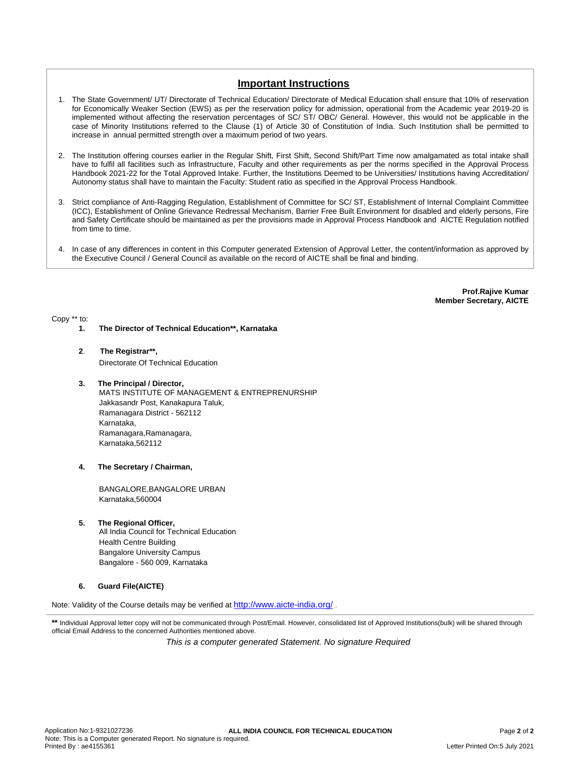## Important Instructions

1. The State Government/ UT/ Directorate of Technical Education/ Directorate of Medical Education shall ensure that 10% of reservation for Economically Weaker Section (EWS) as per the reservation policy for admission, operational from the Academic year 2019-20 is implemented without affecting the reservation percentages of SC/ ST/ OBC/ General. However, this would not be applicable in the case of Minority Institutions referred to the Clause (1) of Article 30 of Constitution of India. Such Institution shall be permitted to increase in annual permitted strength over a maximum period of two years.

2. The Institution offering courses earlier in the Regular Shift, First Shift, Second Shift/Part Time now amalgamated as total intake shall have to fulfil all facilities such as Infrastructure, Faculty and other requirements as per the norms specified in the Approval Process Handbook 2021-22 for the Total Approved Intake. Further, the Institutions Deemed to be Universities/ Institutions having Accreditation/ Autonomy status shall have to maintain the Faculty: Student ratio as specified in the Approval Process Handbook.

3. Strict compliance of Anti-Ragging Regulation, Establishment of Committee for SC/ ST, Establishment of Internal Complaint Committee (ICC), Establishment of Online Grievance Redressal Mechanism, Barrier Free Built Environment for disabled and elderly persons, Fire and Safety Certificate should be maintained as per the provisions made in Approval Process Handbook and AICTE Regulation notified from time to time.

4. In case of any differences in content in this Computer generated Extension of Approval Letter, the content/information as approved by the Executive Council / General Council as available on the record of AICTE shall be final and binding.

**Prof.Rajive Kumar**
**Member Secretary, AICTE**

Copy ** to:

1. **The Director of Technical Education**, Karnataka**

2. **The Registrar**,**
   Directorate Of Technical Education

3. **The Principal / Director,**
   MATS INSTITUTE OF MANAGEMENT & ENTREPRENURSHIP
   Jakkasandr Post, Kanakapura Taluk,
   Ramanagara District - 562112
   Karnataka,
   Ramanagara,Ramanagara,
   Karnataka,562112

4. **The Secretary / Chairman,**

   BANGALORE,BANGALORE URBAN
   Karnataka,560004

5. **The Regional Officer,**
   All India Council for Technical Education
   Health Centre Building
   Bangalore University Campus
   Bangalore - 560 009, Karnataka

6. **Guard File(AICTE)**

Note: Validity of the Course details may be verified at http://www.aicte-india.org/ .

**** Individual Approval letter copy will not be communicated through Post/Email. However, consolidated list of Approved Institutions(bulk) will be shared through official Email Address to the concerned Authorities mentioned above.

*This is a computer generated Statement. No signature Required*

Application No:1-9321027236
Note: This is a Computer generated Report. No signature is required.
Printed By : ae4155361
Letter Printed On:5 July 2021